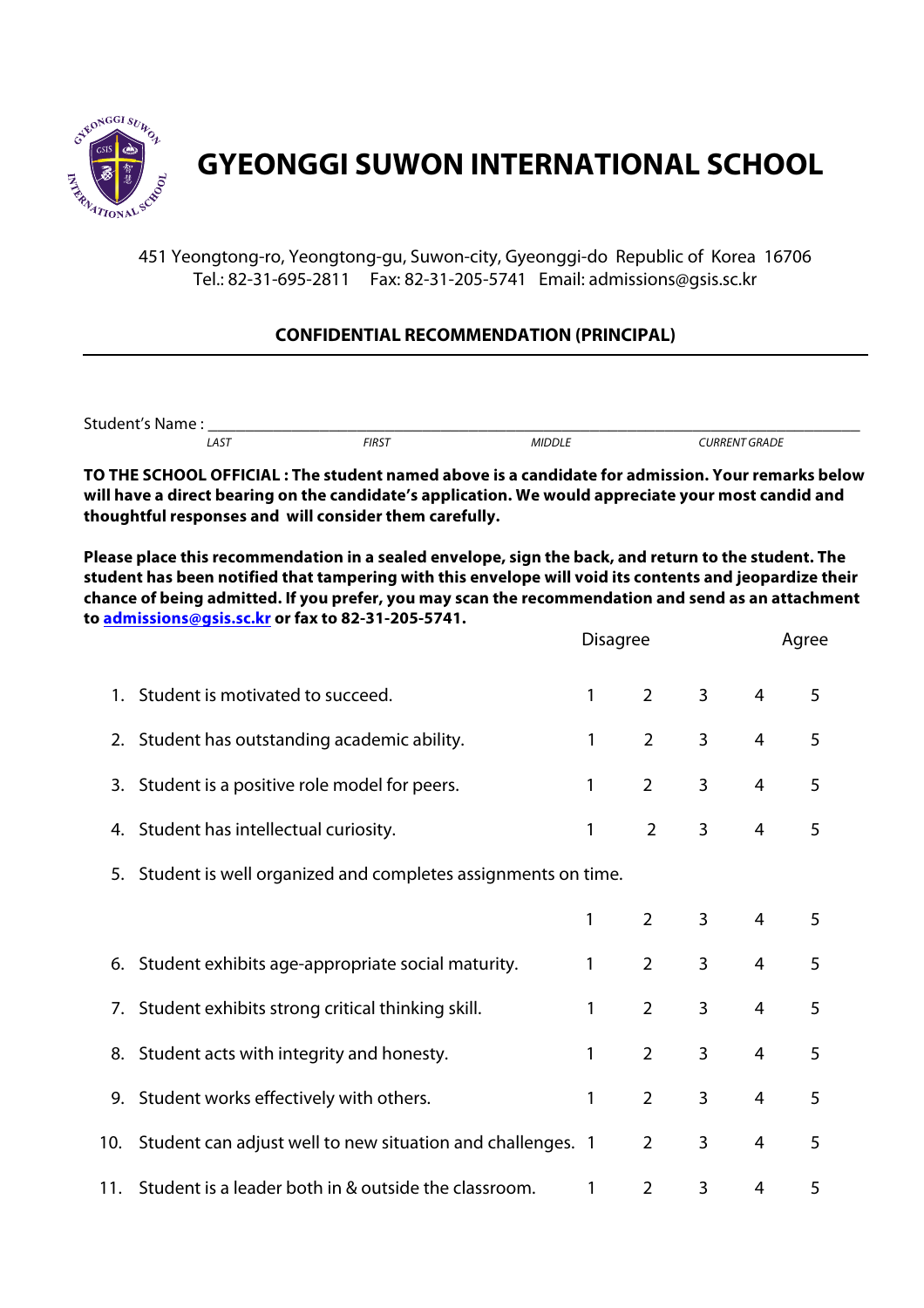# GYEONGGI SUWON INTERNATIONAL SCHOOL

451 Yeongtong-ro, Yeongtong-gu, Suwon-city, Gyeonggi-do Republic of Korea 16706
Tel.: 82-31-695-2811 Fax: 82-31-205-5741 Email: admissions@gsis.sc.kr

## CONFIDENTIAL RECOMMENDATION (PRINCIPAL)

Student's Name : ___________________________________________________________________________
*LAST* *FIRST* *MIDDLE* *CURRENT GRADE*

**TO THE SCHOOL OFFICIAL : The student named above is a candidate for admission. Your remarks below will have a direct bearing on the candidate's application. We would appreciate your most candid and thoughtful responses and will consider them carefully.**

**Please place this recommendation in a sealed envelope, sign the back, and return to the student. The student has been notified that tampering with this envelope will void its contents and jeopardize their chance of being admitted. If you prefer, you may scan the recommendation and send as an attachment to [admissions@gsis.sc.kr](mailto:admissions@gsis.sc.kr) or fax to 82-31-205-5741.**

| | Disagree | | | | Agree |
|---|---|---|---|---|---|
| 1. Student is motivated to succeed. | 1 | 2 | 3 | 4 | 5 |
| 2. Student has outstanding academic ability. | 1 | 2 | 3 | 4 | 5 |
| 3. Student is a positive role model for peers. | 1 | 2 | 3 | 4 | 5 |
| 4. Student has intellectual curiosity. | 1 | 2 | 3 | 4 | 5 |
| 5. Student is well organized and completes assignments on time. | 1 | 2 | 3 | 4 | 5 |
| 6. Student exhibits age-appropriate social maturity. | 1 | 2 | 3 | 4 | 5 |
| 7. Student exhibits strong critical thinking skill. | 1 | 2 | 3 | 4 | 5 |
| 8. Student acts with integrity and honesty. | 1 | 2 | 3 | 4 | 5 |
| 9. Student works effectively with others. | 1 | 2 | 3 | 4 | 5 |
| 10. Student can adjust well to new situation and challenges. | 1 | 2 | 3 | 4 | 5 |
| 11. Student is a leader both in & outside the classroom. | 1 | 2 | 3 | 4 | 5 |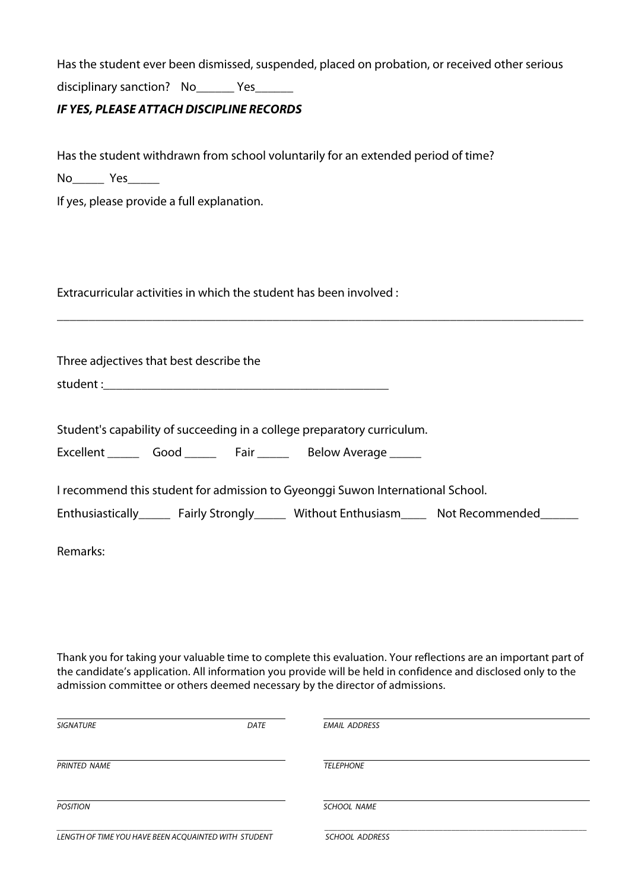Has the student ever been dismissed, suspended, placed on probation, or received other serious disciplinary sanction? No______ Yes______

***IF YES, PLEASE ATTACH DISCIPLINE RECORDS***

Has the student withdrawn from school voluntarily for an extended period of time?

No_____ Yes_____

If yes, please provide a full explanation.

Extracurricular activities in which the student has been involved :

___________________________________________________________________________________________

Three adjectives that best describe the student :_______________________________________________

Student's capability of succeeding in a college preparatory curriculum.

Excellent _____ Good _____ Fair _____ Below Average _____

I recommend this student for admission to Gyeonggi Suwon International School.

Enthusiastically_____ Fairly Strongly_____ Without Enthusiasm____ Not Recommended______

Remarks:

Thank you for taking your valuable time to complete this evaluation. Your reflections are an important part of the candidate's application. All information you provide will be held in confidence and disclosed only to the admission committee or others deemed necessary by the director of admissions.

| | |
|---|---|
| *SIGNATURE* *DATE* | *EMAIL ADDRESS* |
| *PRINTED NAME* | *TELEPHONE* |
| *POSITION* | *SCHOOL NAME* |
| *LENGTH OF TIME YOU HAVE BEEN ACQUAINTED WITH STUDENT* | *SCHOOL ADDRESS* |